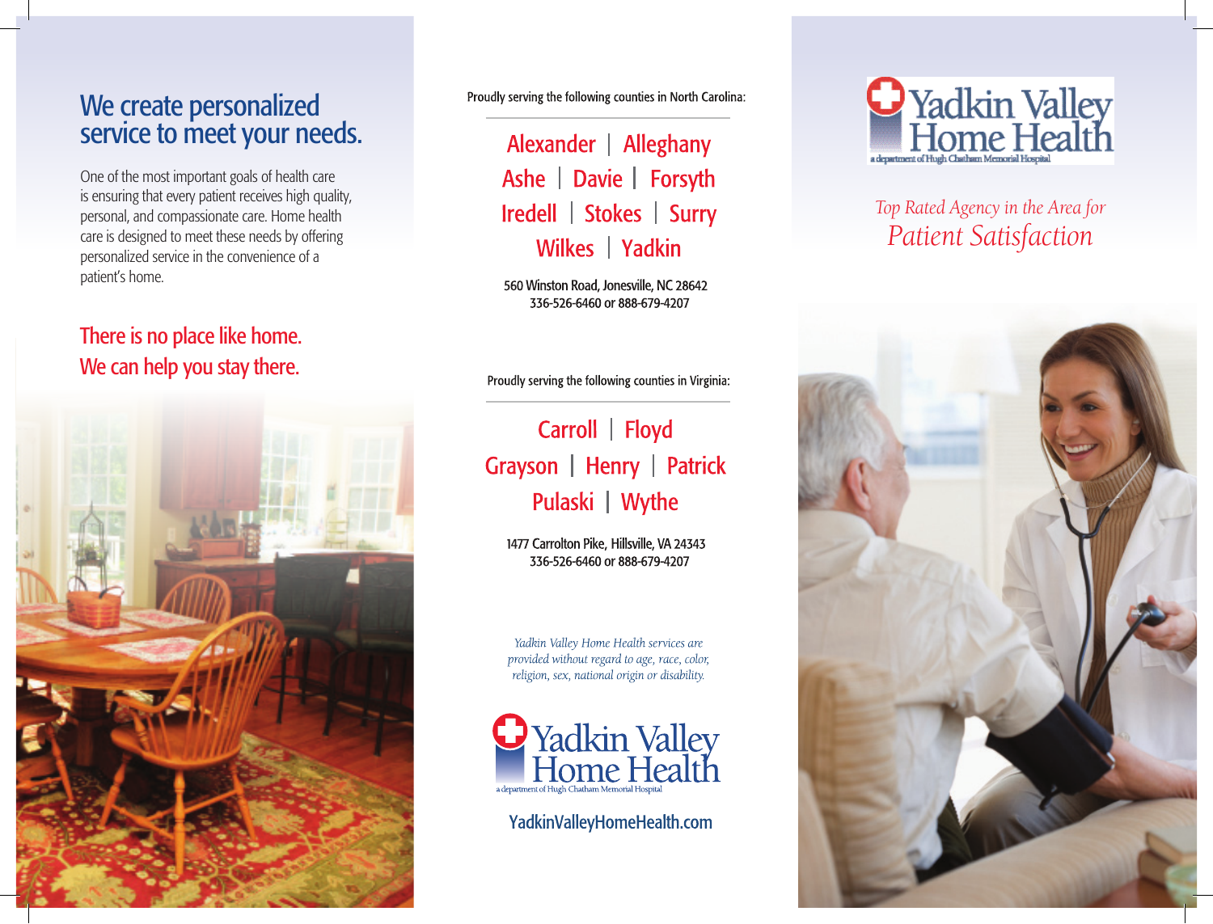## We create personalized service to meet your needs.

One of the most important goals of health care is ensuring that every patient receives high quality, personal, and compassionate care. Home health care is designed to meet these needs by offering personalized service in the convenience of a patient's home.

### There is no place like home. We can help you stay there.

Proudly serving the following counties in North Carolina:

Alexander | Alleghany
Ashe | Davie | Forsyth
Iredell | Stokes | Surry
Wilkes | Yadkin

560 Winston Road, Jonesville, NC 28642
336-526-6460 or 888-679-4207

Proudly serving the following counties in Virginia:

Carroll | Floyd
Grayson | Henry | Patrick
Pulaski | Wythe

1477 Carrolton Pike, Hillsville, VA 24343
336-526-6460 or 888-679-4207

*Yadkin Valley Home Health services are provided without regard to age, race, color, religion, sex, national origin or disability.*

Yadkin Valley Home Health
a department of Hugh Chatham Memorial Hospital

YadkinValleyHomeHealth.com

# Yadkin Valley Home Health
a department of Hugh Chatham Memorial Hospital

*Top Rated Agency in the Area for*
*Patient Satisfaction*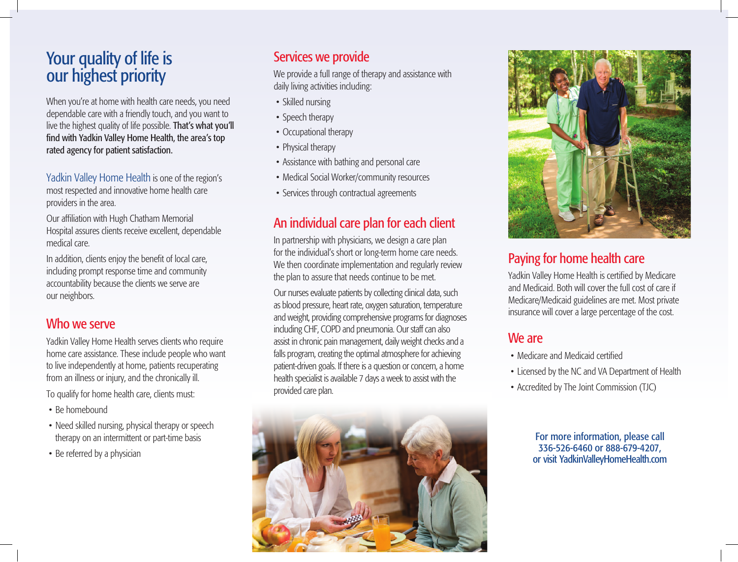# Your quality of life is our highest priority

When you're at home with health care needs, you need dependable care with a friendly touch, and you want to live the highest quality of life possible. **That's what you'll find with Yadkin Valley Home Health, the area's top rated agency for patient satisfaction.**

Yadkin Valley Home Health is one of the region's most respected and innovative home health care providers in the area.

Our affiliation with Hugh Chatham Memorial Hospital assures clients receive excellent, dependable medical care.

In addition, clients enjoy the benefit of local care, including prompt response time and community accountability because the clients we serve are our neighbors.

## Who we serve

Yadkin Valley Home Health serves clients who require home care assistance. These include people who want to live independently at home, patients recuperating from an illness or injury, and the chronically ill.

To qualify for home health care, clients must:

- Be homebound
- Need skilled nursing, physical therapy or speech therapy on an intermittent or part-time basis
- Be referred by a physician

## Services we provide

We provide a full range of therapy and assistance with daily living activities including:

- Skilled nursing
- Speech therapy
- Occupational therapy
- Physical therapy
- Assistance with bathing and personal care
- Medical Social Worker/community resources
- Services through contractual agreements

## An individual care plan for each client

In partnership with physicians, we design a care plan for the individual's short or long-term home care needs. We then coordinate implementation and regularly review the plan to assure that needs continue to be met.

Our nurses evaluate patients by collecting clinical data, such as blood pressure, heart rate, oxygen saturation, temperature and weight, providing comprehensive programs for diagnoses including CHF, COPD and pneumonia. Our staff can also assist in chronic pain management, daily weight checks and a falls program, creating the optimal atmosphere for achieving patient-driven goals. If there is a question or concern, a home health specialist is available 7 days a week to assist with the provided care plan.

## Paying for home health care

Yadkin Valley Home Health is certified by Medicare and Medicaid. Both will cover the full cost of care if Medicare/Medicaid guidelines are met. Most private insurance will cover a large percentage of the cost.

## We are

- Medicare and Medicaid certified
- Licensed by the NC and VA Department of Health
- Accredited by The Joint Commission (TJC)

**For more information, please call 336-526-6460 or 888-679-4207, or visit YadkinValleyHomeHealth.com**